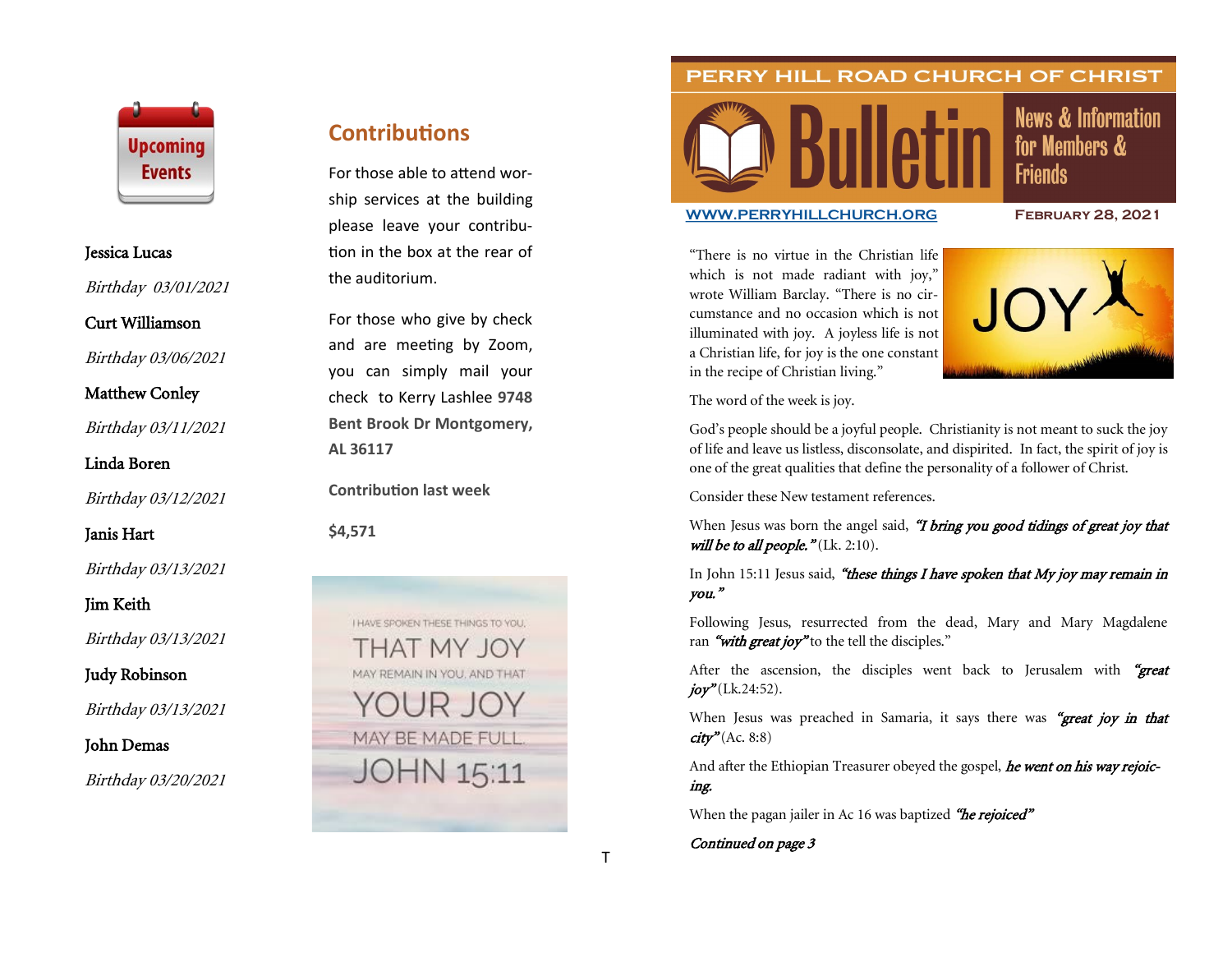## Upcoming Events

**Jessica Lucas**

*Birthday 03/01/2021*

**Curt Williamson**

*Birthday 03/06/2021*

**Matthew Conley**

*Birthday 03/11/2021*

**Linda Boren**

*Birthday 03/12/2021*

**Janis Hart**

*Birthday 03/13/2021*

**Jim Keith**

*Birthday 03/13/2021*

**Judy Robinson**

*Birthday 03/13/2021*

**John Demas**

*Birthday 03/20/2021*

## Contributions

For those able to attend worship services at the building please leave your contribution in the box at the rear of the auditorium.

For those who give by check and are meeting by Zoom, you can simply mail your check to Kerry Lashlee **9748 Bent Brook Dr Montgomery, AL 36117**

**Contribution last week**

**$4,571**

I HAVE SPOKEN THESE THINGS TO YOU, THAT MY JOY MAY REMAIN IN YOU, AND THAT YOUR JOY MAY BE MADE FULL. JOHN 15:11

# PERRY HILL ROAD CHURCH OF CHRIST

# Bulletin

News & Information for Members & Friends

WWW.PERRYHILLCHURCH.ORG

FEBRUARY 28, 2021

JOY

"There is no virtue in the Christian life which is not made radiant with joy," wrote William Barclay. "There is no circumstance and no occasion which is not illuminated with joy. A joyless life is not a Christian life, for joy is the one constant in the recipe of Christian living."

The word of the week is joy.

God's people should be a joyful people. Christianity is not meant to suck the joy of life and leave us listless, disconsolate, and dispirited. In fact, the spirit of joy is one of the great qualities that define the personality of a follower of Christ.

Consider these New testament references.

When Jesus was born the angel said, ***"I bring you good tidings of great joy that will be to all people."*** (Lk. 2:10).

In John 15:11 Jesus said, ***"these things I have spoken that My joy may remain in you."***

Following Jesus, resurrected from the dead, Mary and Mary Magdalene ran ***"with great joy"*** to the tell the disciples."

After the ascension, the disciples went back to Jerusalem with ***"great joy"*** (Lk.24:52).

When Jesus was preached in Samaria, it says there was ***"great joy in that city"*** (Ac. 8:8)

And after the Ethiopian Treasurer obeyed the gospel, ***he went on his way rejoicing.***

When the pagan jailer in Ac 16 was baptized ***"he rejoiced"***

***Continued on page 3***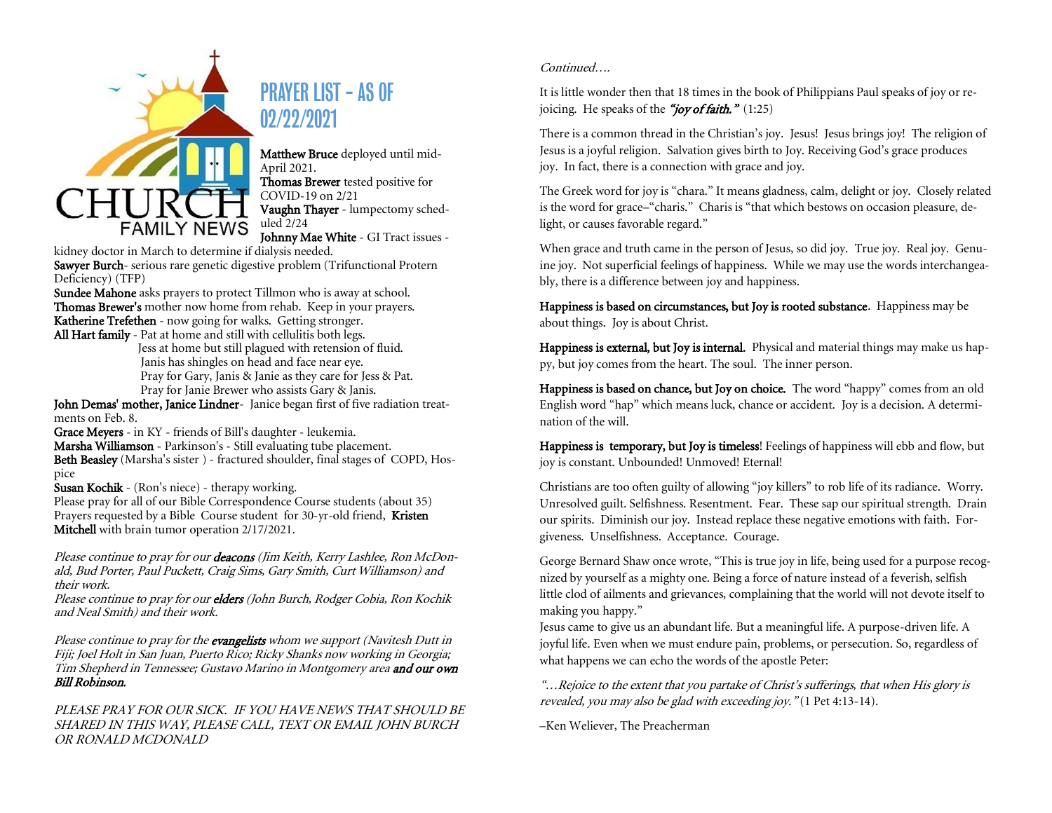# PRAYER LIST - AS OF 02/22/2021

**Matthew Bruce** deployed until mid-April 2021.
**Thomas Brewer** tested positive for COVID-19 on 2/21
**Vaughn Thayer** - lumpectomy scheduled 2/24
**Johnny Mae White** - GI Tract issues - kidney doctor in March to determine if dialysis needed.
**Sawyer Burch**- serious rare genetic digestive problem (Trifunctional Protern Deficiency) (TFP)
**Sundee Mahone** asks prayers to protect Tillmon who is away at school.
**Thomas Brewer's** mother now home from rehab. Keep in your prayers.
**Katherine Trefethen** - now going for walks. Getting stronger.
**All Hart family** - Pat at home and still with cellulitis both legs.
Jess at home but still plagued with retension of fluid.
Janis has shingles on head and face near eye.
Pray for Gary, Janis & Janie as they care for Jess & Pat.
Pray for Janie Brewer who assists Gary & Janis.
**John Demas' mother, Janice Lindner**- Janice began first of five radiation treatments on Feb. 8.
**Grace Meyers** - in KY - friends of Bill's daughter - leukemia.
**Marsha Williamson** - Parkinson's - Still evaluating tube placement.
**Beth Beasley** (Marsha's sister ) - fractured shoulder, final stages of COPD, Hospice
**Susan Kochik** - (Ron's niece) - therapy working.
Please pray for all of our Bible Correspondence Course students (about 35)
Prayers requested by a Bible Course student for 30-yr-old friend, **Kristen Mitchell** with brain tumor operation 2/17/2021.

*Please continue to pray for our* ***deacons*** *(Jim Keith, Kerry Lashlee, Ron McDonald, Bud Porter, Paul Puckett, Craig Sims, Gary Smith, Curt Williamson) and their work.*
*Please continue to pray for our* ***elders*** *(John Burch, Rodger Cobia, Ron Kochik and Neal Smith) and their work.*

*Please continue to pray for the* ***evangelists*** *whom we support (Navitesh Dutt in Fiji; Joel Holt in San Juan, Puerto Rico; Ricky Shanks now working in Georgia; Tim Shepherd in Tennessee; Gustavo Marino in Montgomery area* ***and our own Bill Robinson.***

*PLEASE PRAY FOR OUR SICK. IF YOU HAVE NEWS THAT SHOULD BE SHARED IN THIS WAY, PLEASE CALL, TEXT OR EMAIL JOHN BURCH OR RONALD MCDONALD*

*Continued….*

It is little wonder then that 18 times in the book of Philippians Paul speaks of joy or rejoicing. He speaks of the ***"joy of faith."*** (1:25)

There is a common thread in the Christian's joy. Jesus! Jesus brings joy! The religion of Jesus is a joyful religion. Salvation gives birth to Joy. Receiving God's grace produces joy. In fact, there is a connection with grace and joy.

The Greek word for joy is "chara." It means gladness, calm, delight or joy. Closely related is the word for grace–"charis." Charis is "that which bestows on occasion pleasure, delight, or causes favorable regard."

When grace and truth came in the person of Jesus, so did joy. True joy. Real joy. Genuine joy. Not superficial feelings of happiness. While we may use the words interchangeably, there is a difference between joy and happiness.

**Happiness is based on circumstances, but Joy is rooted substance**. Happiness may be about things. Joy is about Christ.

**Happiness is external, but Joy is internal.** Physical and material things may make us happy, but joy comes from the heart. The soul. The inner person.

**Happiness is based on chance, but Joy on choice.** The word "happy" comes from an old English word "hap" which means luck, chance or accident. Joy is a decision. A determination of the will.

**Happiness is temporary, but Joy is timeless**! Feelings of happiness will ebb and flow, but joy is constant. Unbounded! Unmoved! Eternal!

Christians are too often guilty of allowing "joy killers" to rob life of its radiance. Worry. Unresolved guilt. Selfishness. Resentment. Fear. These sap our spiritual strength. Drain our spirits. Diminish our joy. Instead replace these negative emotions with faith. Forgiveness. Unselfishness. Acceptance. Courage.

George Bernard Shaw once wrote, "This is true joy in life, being used for a purpose recognized by yourself as a mighty one. Being a force of nature instead of a feverish, selfish little clod of ailments and grievances, complaining that the world will not devote itself to making you happy."
Jesus came to give us an abundant life. But a meaningful life. A purpose-driven life. A joyful life. Even when we must endure pain, problems, or persecution. So, regardless of what happens we can echo the words of the apostle Peter:

*"…Rejoice to the extent that you partake of Christ's sufferings, that when His glory is revealed, you may also be glad with exceeding joy."* (1 Pet 4:13-14).

–Ken Weliever, The Preacherman